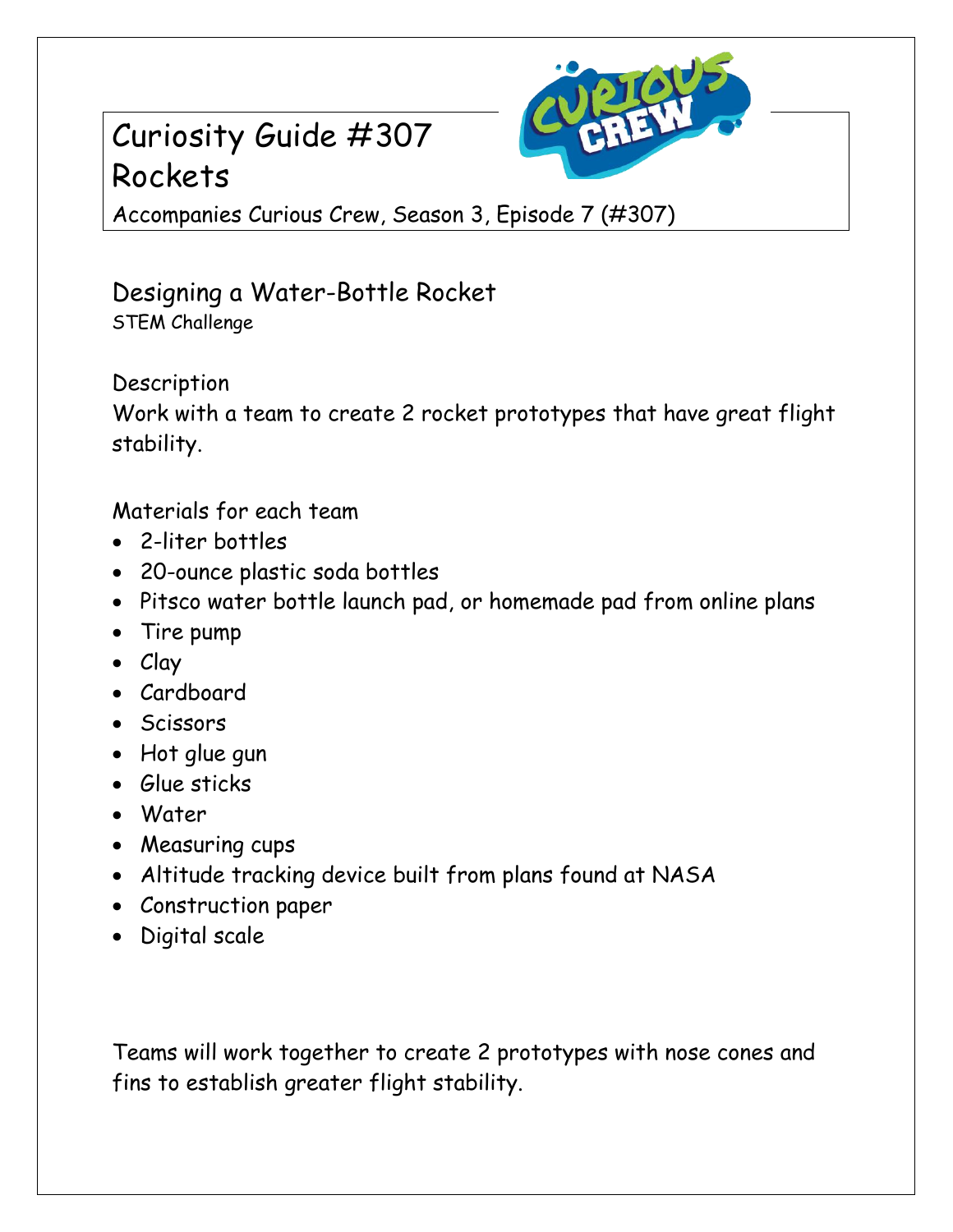# Curiosity Guide #307
# Rockets

Accompanies Curious Crew, Season 3, Episode 7 (#307)

## Designing a Water-Bottle Rocket

STEM Challenge

### Description

Work with a team to create 2 rocket prototypes that have great flight stability.

### Materials for each team

- 2-liter bottles
- 20-ounce plastic soda bottles
- Pitsco water bottle launch pad, or homemade pad from online plans
- Tire pump
- Clay
- Cardboard
- Scissors
- Hot glue gun
- Glue sticks
- Water
- Measuring cups
- Altitude tracking device built from plans found at NASA
- Construction paper
- Digital scale

Teams will work together to create 2 prototypes with nose cones and fins to establish greater flight stability.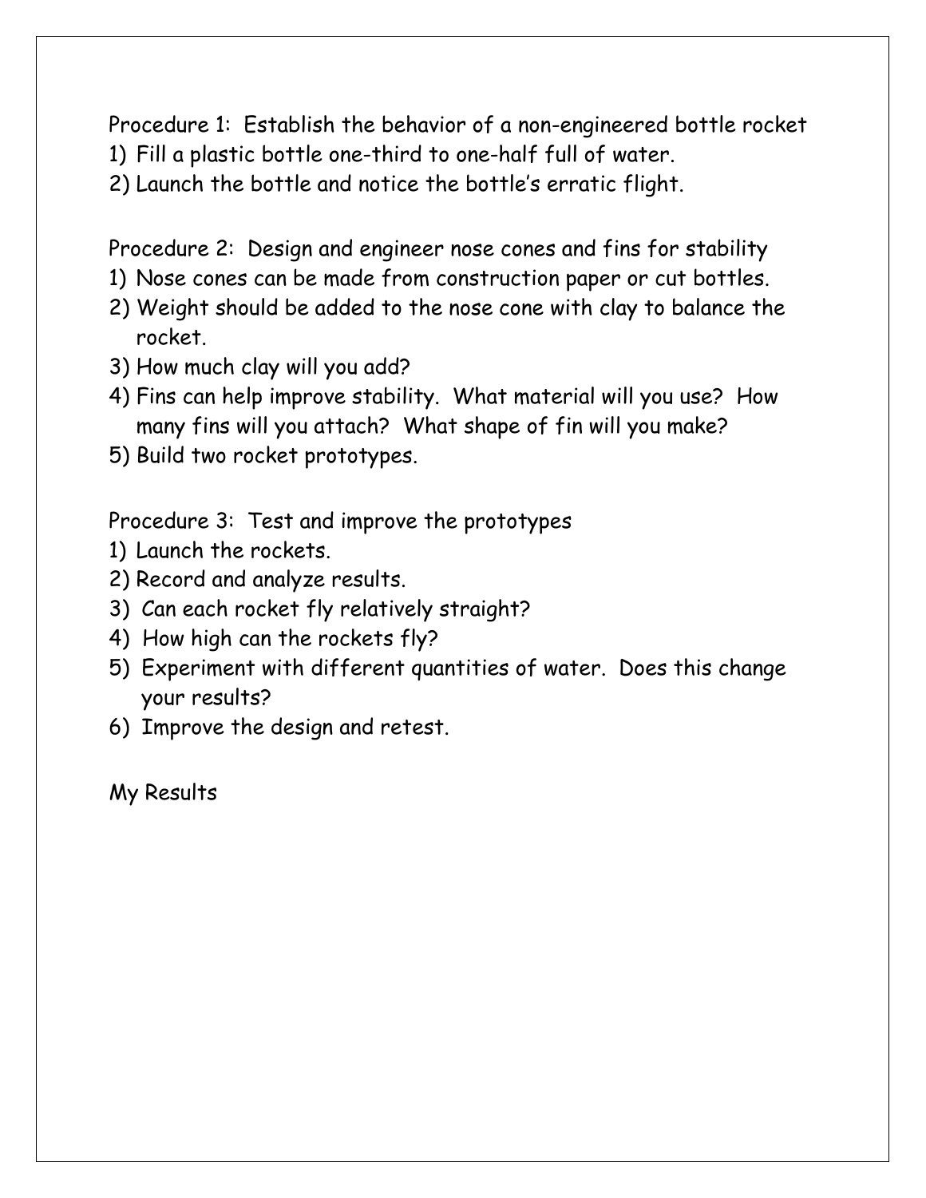Procedure 1: Establish the behavior of a non-engineered bottle rocket

1) Fill a plastic bottle one-third to one-half full of water.
2) Launch the bottle and notice the bottle's erratic flight.

Procedure 2: Design and engineer nose cones and fins for stability

1) Nose cones can be made from construction paper or cut bottles.
2) Weight should be added to the nose cone with clay to balance the rocket.
3) How much clay will you add?
4) Fins can help improve stability. What material will you use? How many fins will you attach? What shape of fin will you make?
5) Build two rocket prototypes.

Procedure 3: Test and improve the prototypes

1) Launch the rockets.
2) Record and analyze results.
3) Can each rocket fly relatively straight?
4) How high can the rockets fly?
5) Experiment with different quantities of water. Does this change your results?
6) Improve the design and retest.

My Results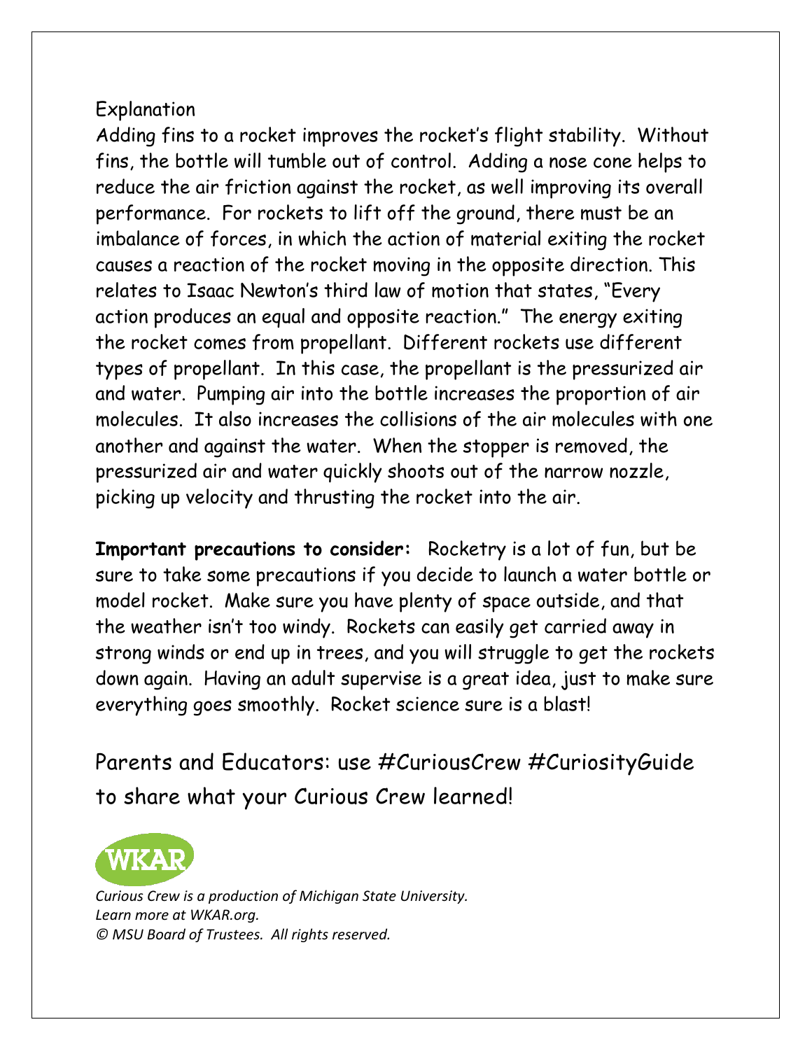Explanation

Adding fins to a rocket improves the rocket's flight stability. Without fins, the bottle will tumble out of control. Adding a nose cone helps to reduce the air friction against the rocket, as well improving its overall performance. For rockets to lift off the ground, there must be an imbalance of forces, in which the action of material exiting the rocket causes a reaction of the rocket moving in the opposite direction. This relates to Isaac Newton's third law of motion that states, "Every action produces an equal and opposite reaction." The energy exiting the rocket comes from propellant. Different rockets use different types of propellant. In this case, the propellant is the pressurized air and water. Pumping air into the bottle increases the proportion of air molecules. It also increases the collisions of the air molecules with one another and against the water. When the stopper is removed, the pressurized air and water quickly shoots out of the narrow nozzle, picking up velocity and thrusting the rocket into the air.

**Important precautions to consider:** Rocketry is a lot of fun, but be sure to take some precautions if you decide to launch a water bottle or model rocket. Make sure you have plenty of space outside, and that the weather isn't too windy. Rockets can easily get carried away in strong winds or end up in trees, and you will struggle to get the rockets down again. Having an adult supervise is a great idea, just to make sure everything goes smoothly. Rocket science sure is a blast!

Parents and Educators: use #CuriousCrew #CuriosityGuide to share what your Curious Crew learned!

WKAR

*Curious Crew is a production of Michigan State University.*
*Learn more at WKAR.org.*
*© MSU Board of Trustees. All rights reserved.*